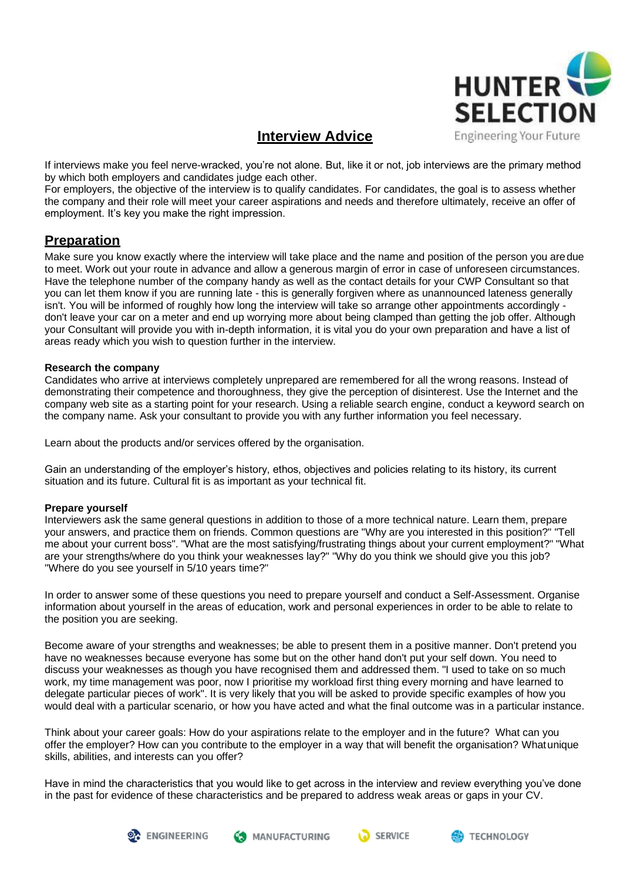# Interview Advice

If interviews make you feel nerve-wracked, you're not alone. But, like it or not, job interviews are the primary method by which both employers and candidates judge each other.
For employers, the objective of the interview is to qualify candidates. For candidates, the goal is to assess whether the company and their role will meet your career aspirations and needs and therefore ultimately, receive an offer of employment. It's key you make the right impression.

## Preparation

Make sure you know exactly where the interview will take place and the name and position of the person you are due to meet. Work out your route in advance and allow a generous margin of error in case of unforeseen circumstances. Have the telephone number of the company handy as well as the contact details for your CWP Consultant so that you can let them know if you are running late - this is generally forgiven where as unannounced lateness generally isn't. You will be informed of roughly how long the interview will take so arrange other appointments accordingly - don't leave your car on a meter and end up worrying more about being clamped than getting the job offer. Although your Consultant will provide you with in-depth information, it is vital you do your own preparation and have a list of areas ready which you wish to question further in the interview.

**Research the company**

Candidates who arrive at interviews completely unprepared are remembered for all the wrong reasons. Instead of demonstrating their competence and thoroughness, they give the perception of disinterest. Use the Internet and the company web site as a starting point for your research. Using a reliable search engine, conduct a keyword search on the company name. Ask your consultant to provide you with any further information you feel necessary.

Learn about the products and/or services offered by the organisation.

Gain an understanding of the employer's history, ethos, objectives and policies relating to its history, its current situation and its future. Cultural fit is as important as your technical fit.

**Prepare yourself**

Interviewers ask the same general questions in addition to those of a more technical nature. Learn them, prepare your answers, and practice them on friends. Common questions are "Why are you interested in this position?" "Tell me about your current boss". "What are the most satisfying/frustrating things about your current employment?" "What are your strengths/where do you think your weaknesses lay?" "Why do you think we should give you this job? "Where do you see yourself in 5/10 years time?"

In order to answer some of these questions you need to prepare yourself and conduct a Self-Assessment. Organise information about yourself in the areas of education, work and personal experiences in order to be able to relate to the position you are seeking.

Become aware of your strengths and weaknesses; be able to present them in a positive manner. Don't pretend you have no weaknesses because everyone has some but on the other hand don't put your self down. You need to discuss your weaknesses as though you have recognised them and addressed them. "I used to take on so much work, my time management was poor, now I prioritise my workload first thing every morning and have learned to delegate particular pieces of work". It is very likely that you will be asked to provide specific examples of how you would deal with a particular scenario, or how you have acted and what the final outcome was in a particular instance.

Think about your career goals: How do your aspirations relate to the employer and in the future? What can you offer the employer? How can you contribute to the employer in a way that will benefit the organisation? What unique skills, abilities, and interests can you offer?

Have in mind the characteristics that you would like to get across in the interview and review everything you've done in the past for evidence of these characteristics and be prepared to address weak areas or gaps in your CV.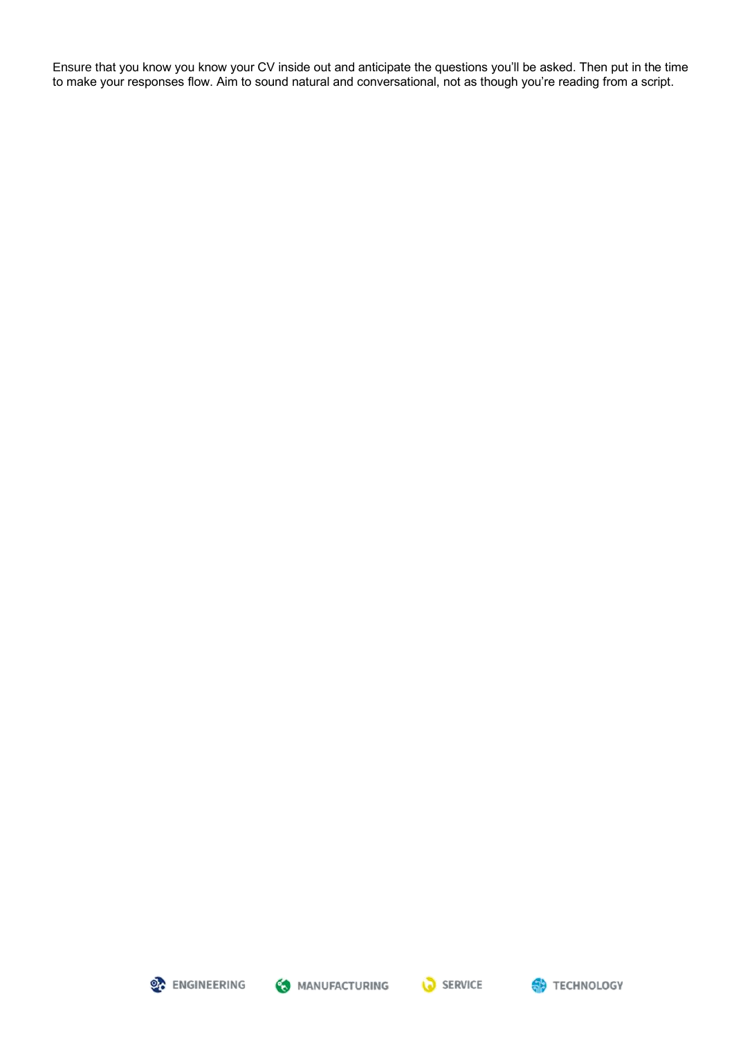Ensure that you know you know your CV inside out and anticipate the questions you'll be asked. Then put in the time to make your responses flow. Aim to sound natural and conversational, not as though you're reading from a script.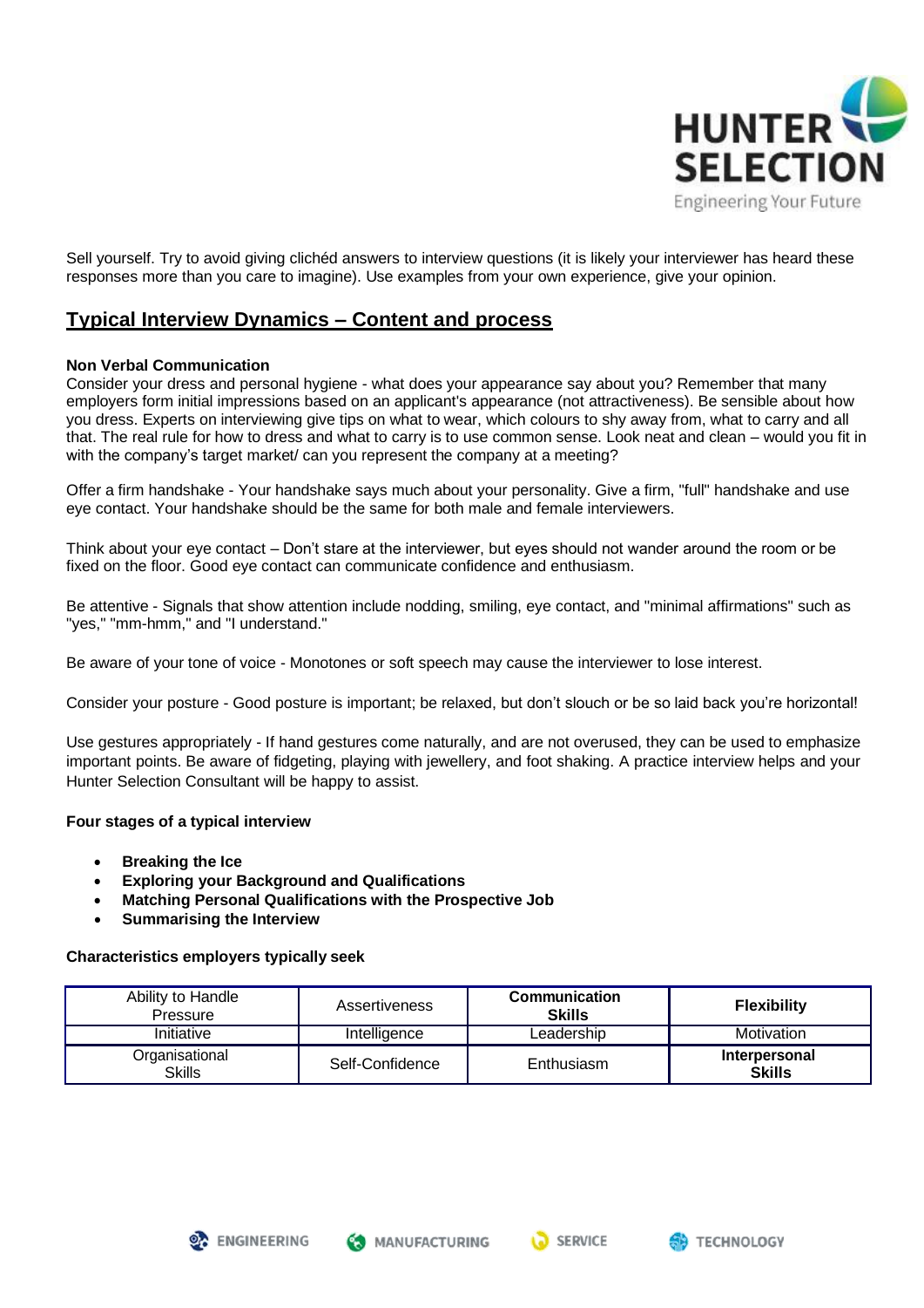Sell yourself. Try to avoid giving clichéd answers to interview questions (it is likely your interviewer has heard these responses more than you care to imagine). Use examples from your own experience, give your opinion.

## Typical Interview Dynamics – Content and process

**Non Verbal Communication**
Consider your dress and personal hygiene - what does your appearance say about you? Remember that many employers form initial impressions based on an applicant's appearance (not attractiveness). Be sensible about how you dress. Experts on interviewing give tips on what to wear, which colours to shy away from, what to carry and all that. The real rule for how to dress and what to carry is to use common sense. Look neat and clean – would you fit in with the company's target market/ can you represent the company at a meeting?

Offer a firm handshake - Your handshake says much about your personality. Give a firm, "full" handshake and use eye contact. Your handshake should be the same for both male and female interviewers.

Think about your eye contact – Don't stare at the interviewer, but eyes should not wander around the room or be fixed on the floor. Good eye contact can communicate confidence and enthusiasm.

Be attentive - Signals that show attention include nodding, smiling, eye contact, and "minimal affirmations" such as "yes," "mm-hmm," and "I understand."

Be aware of your tone of voice - Monotones or soft speech may cause the interviewer to lose interest.

Consider your posture - Good posture is important; be relaxed, but don't slouch or be so laid back you're horizontal!

Use gestures appropriately - If hand gestures come naturally, and are not overused, they can be used to emphasize important points. Be aware of fidgeting, playing with jewellery, and foot shaking. A practice interview helps and your Hunter Selection Consultant will be happy to assist.

**Four stages of a typical interview**

- **Breaking the Ice**
- **Exploring your Background and Qualifications**
- **Matching Personal Qualifications with the Prospective Job**
- **Summarising the Interview**

**Characteristics employers typically seek**

| | | | |
|---|---|---|---|
| Ability to Handle Pressure | Assertiveness | **Communication Skills** | **Flexibility** |
| Initiative | Intelligence | Leadership | Motivation |
| Organisational Skills | Self-Confidence | Enthusiasm | **Interpersonal Skills** |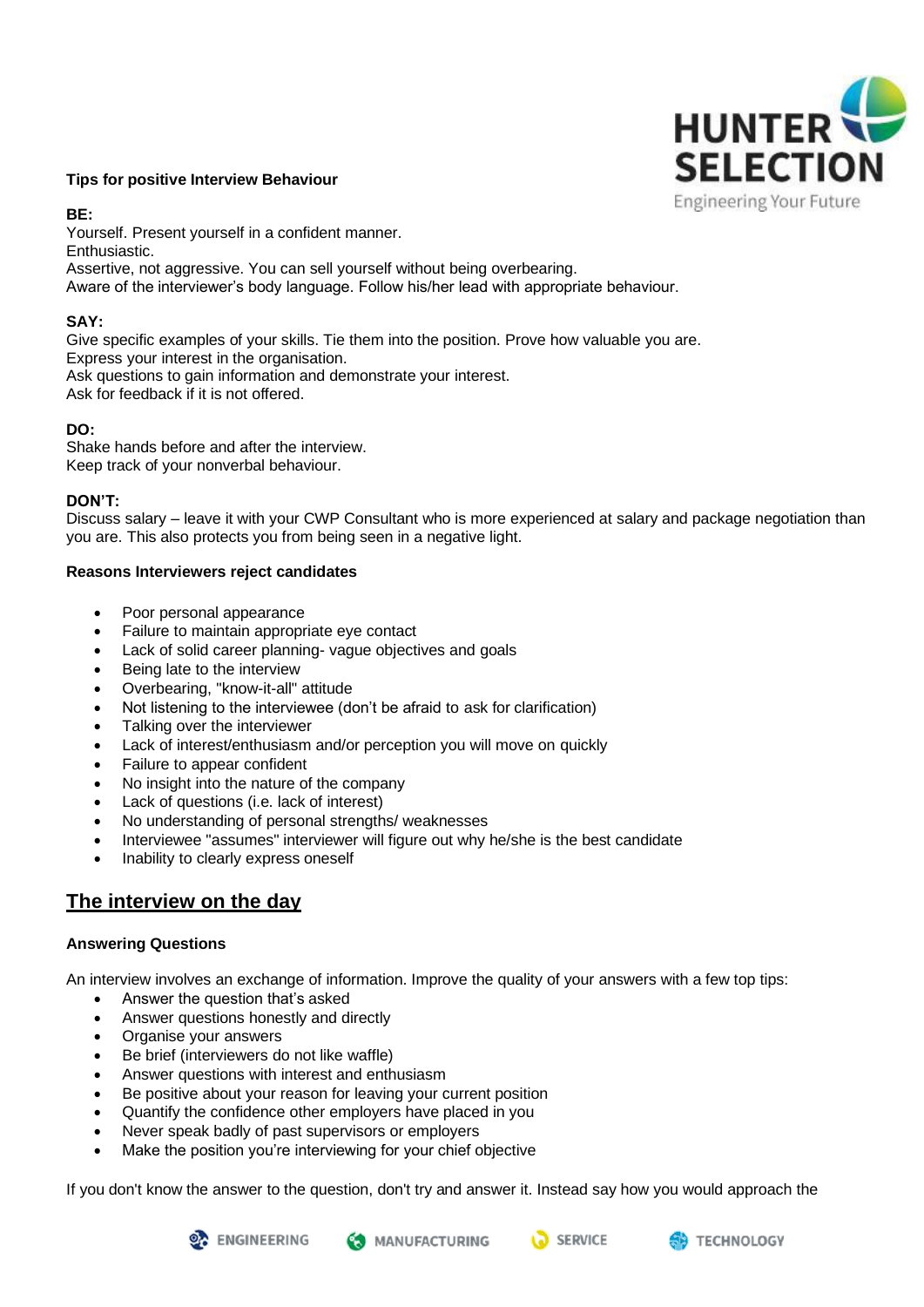**Tips for positive Interview Behaviour**

**BE:**
Yourself. Present yourself in a confident manner.
Enthusiastic.
Assertive, not aggressive. You can sell yourself without being overbearing.
Aware of the interviewer's body language. Follow his/her lead with appropriate behaviour.

**SAY:**
Give specific examples of your skills. Tie them into the position. Prove how valuable you are.
Express your interest in the organisation.
Ask questions to gain information and demonstrate your interest.
Ask for feedback if it is not offered.

**DO:**
Shake hands before and after the interview.
Keep track of your nonverbal behaviour.

**DON'T:**
Discuss salary – leave it with your CWP Consultant who is more experienced at salary and package negotiation than you are. This also protects you from being seen in a negative light.

**Reasons Interviewers reject candidates**

- Poor personal appearance
- Failure to maintain appropriate eye contact
- Lack of solid career planning- vague objectives and goals
- Being late to the interview
- Overbearing, "know-it-all" attitude
- Not listening to the interviewee (don't be afraid to ask for clarification)
- Talking over the interviewer
- Lack of interest/enthusiasm and/or perception you will move on quickly
- Failure to appear confident
- No insight into the nature of the company
- Lack of questions (i.e. lack of interest)
- No understanding of personal strengths/ weaknesses
- Interviewee "assumes" interviewer will figure out why he/she is the best candidate
- Inability to clearly express oneself

## The interview on the day

**Answering Questions**

An interview involves an exchange of information. Improve the quality of your answers with a few top tips:

- Answer the question that's asked
- Answer questions honestly and directly
- Organise your answers
- Be brief (interviewers do not like waffle)
- Answer questions with interest and enthusiasm
- Be positive about your reason for leaving your current position
- Quantify the confidence other employers have placed in you
- Never speak badly of past supervisors or employers
- Make the position you're interviewing for your chief objective

If you don't know the answer to the question, don't try and answer it. Instead say how you would approach the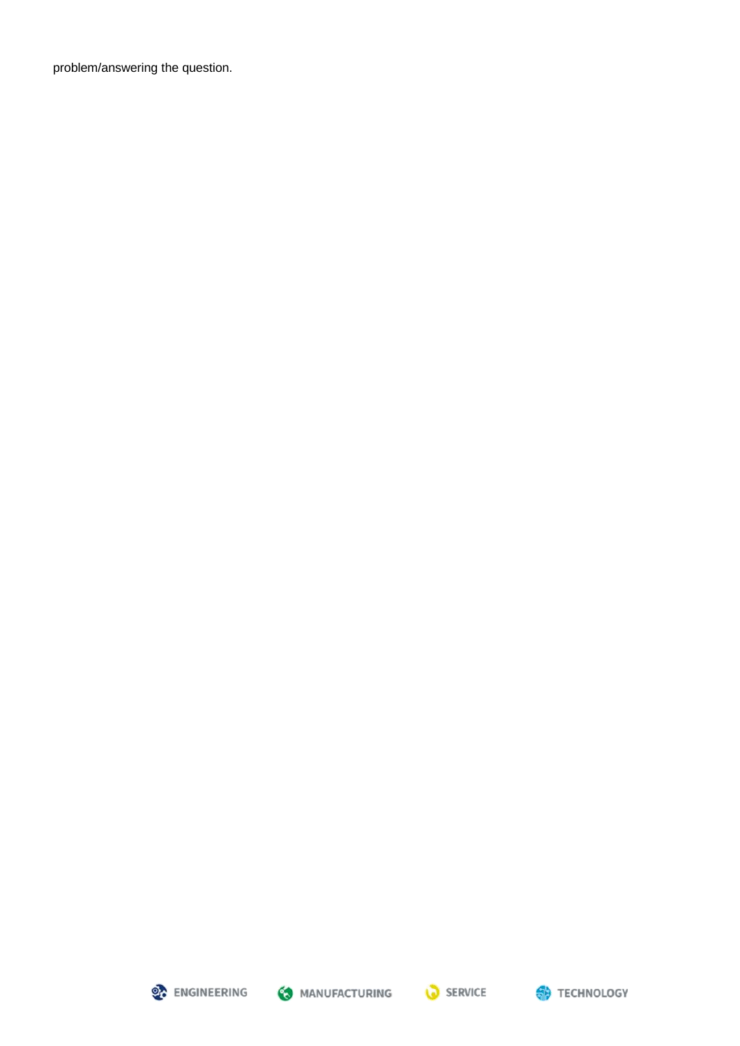problem/answering the question.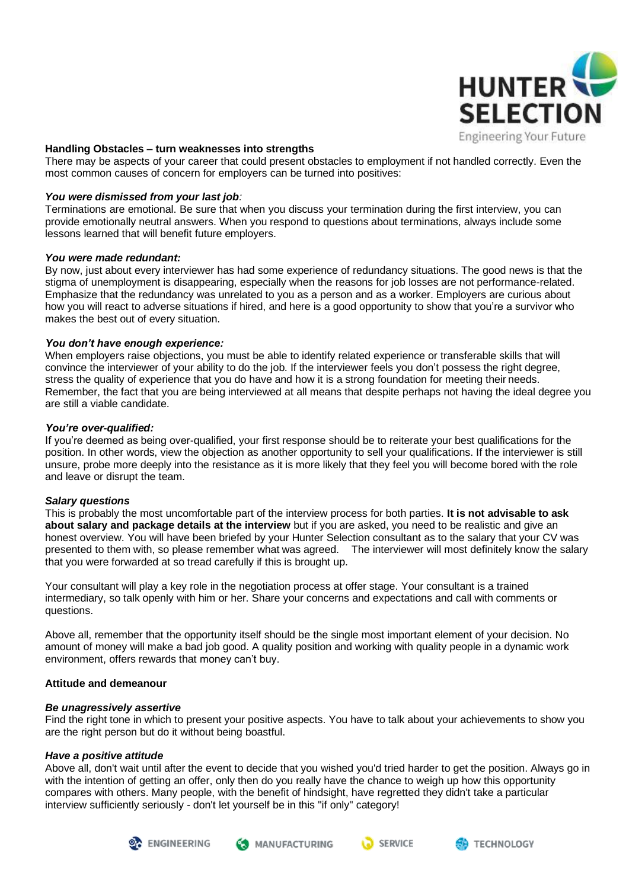## Handling Obstacles – turn weaknesses into strengths

There may be aspects of your career that could present obstacles to employment if not handled correctly. Even the most common causes of concern for employers can be turned into positives:

***You were dismissed from your last job****:*

Terminations are emotional. Be sure that when you discuss your termination during the first interview, you can provide emotionally neutral answers. When you respond to questions about terminations, always include some lessons learned that will benefit future employers.

***You were made redundant:***

By now, just about every interviewer has had some experience of redundancy situations. The good news is that the stigma of unemployment is disappearing, especially when the reasons for job losses are not performance-related. Emphasize that the redundancy was unrelated to you as a person and as a worker. Employers are curious about how you will react to adverse situations if hired, and here is a good opportunity to show that you're a survivor who makes the best out of every situation.

***You don't have enough experience:***

When employers raise objections, you must be able to identify related experience or transferable skills that will convince the interviewer of your ability to do the job. If the interviewer feels you don't possess the right degree, stress the quality of experience that you do have and how it is a strong foundation for meeting their needs. Remember, the fact that you are being interviewed at all means that despite perhaps not having the ideal degree you are still a viable candidate.

***You're over-qualified:***

If you're deemed as being over-qualified, your first response should be to reiterate your best qualifications for the position. In other words, view the objection as another opportunity to sell your qualifications. If the interviewer is still unsure, probe more deeply into the resistance as it is more likely that they feel you will become bored with the role and leave or disrupt the team.

***Salary questions***

This is probably the most uncomfortable part of the interview process for both parties. **It is not advisable to ask about salary and package details at the interview** but if you are asked, you need to be realistic and give an honest overview. You will have been briefed by your Hunter Selection consultant as to the salary that your CV was presented to them with, so please remember what was agreed. The interviewer will most definitely know the salary that you were forwarded at so tread carefully if this is brought up.

Your consultant will play a key role in the negotiation process at offer stage. Your consultant is a trained intermediary, so talk openly with him or her. Share your concerns and expectations and call with comments or questions.

Above all, remember that the opportunity itself should be the single most important element of your decision. No amount of money will make a bad job good. A quality position and working with quality people in a dynamic work environment, offers rewards that money can't buy.

## Attitude and demeanour

***Be unagressively assertive***

Find the right tone in which to present your positive aspects. You have to talk about your achievements to show you are the right person but do it without being boastful.

***Have a positive attitude***

Above all, don't wait until after the event to decide that you wished you'd tried harder to get the position. Always go in with the intention of getting an offer, only then do you really have the chance to weigh up how this opportunity compares with others. Many people, with the benefit of hindsight, have regretted they didn't take a particular interview sufficiently seriously - don't let yourself be in this "if only" category!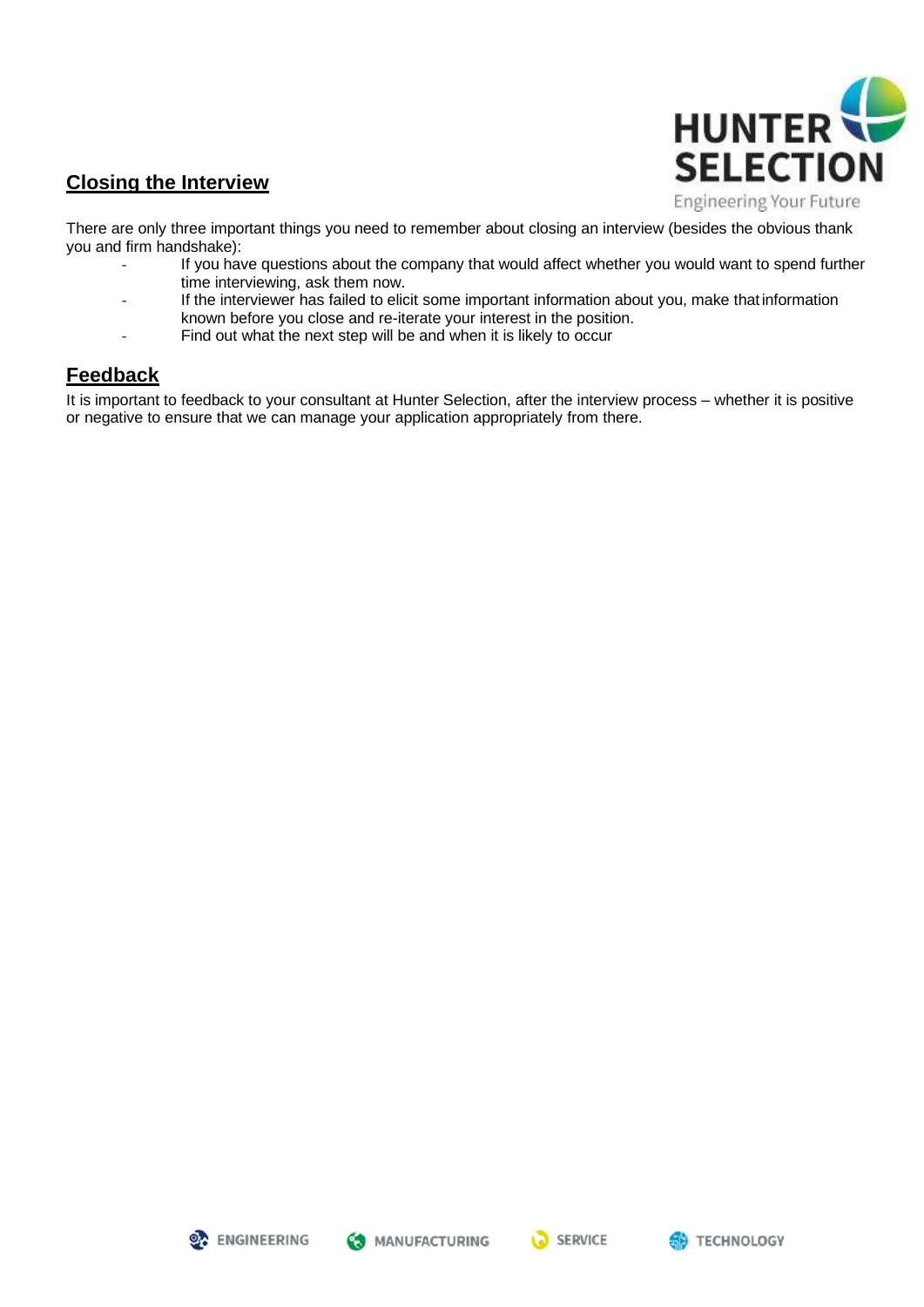## Closing the Interview

There are only three important things you need to remember about closing an interview (besides the obvious thank you and firm handshake):

- If you have questions about the company that would affect whether you would want to spend further time interviewing, ask them now.
- If the interviewer has failed to elicit some important information about you, make that information known before you close and re-iterate your interest in the position.
- Find out what the next step will be and when it is likely to occur

## Feedback

It is important to feedback to your consultant at Hunter Selection, after the interview process – whether it is positive or negative to ensure that we can manage your application appropriately from there.